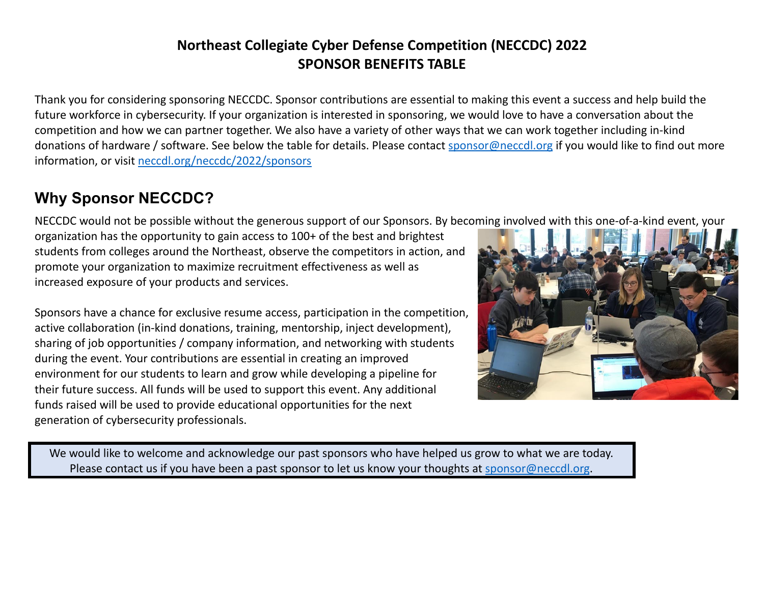# Northeast Collegiate Cyber Defense Competition (NECCDC) 2022
# SPONSOR BENEFITS TABLE

Thank you for considering sponsoring NECCDC. Sponsor contributions are essential to making this event a success and help build the future workforce in cybersecurity. If your organization is interested in sponsoring, we would love to have a conversation about the competition and how we can partner together. We also have a variety of other ways that we can work together including in-kind donations of hardware / software. See below the table for details. Please contact [sponsor@neccdl.org](mailto:sponsor@neccdl.org) if you would like to find out more information, or visit [neccdl.org/neccdc/2022/sponsors](https://neccdl.org/neccdc/2022/sponsors)

## Why Sponsor NECCDC?

NECCDC would not be possible without the generous support of our Sponsors. By becoming involved with this one-of-a-kind event, your organization has the opportunity to gain access to 100+ of the best and brightest students from colleges around the Northeast, observe the competitors in action, and promote your organization to maximize recruitment effectiveness as well as increased exposure of your products and services.

Sponsors have a chance for exclusive resume access, participation in the competition, active collaboration (in-kind donations, training, mentorship, inject development), sharing of job opportunities / company information, and networking with students during the event. Your contributions are essential in creating an improved environment for our students to learn and grow while developing a pipeline for their future success. All funds will be used to support this event. Any additional funds raised will be used to provide educational opportunities for the next generation of cybersecurity professionals.

We would like to welcome and acknowledge our past sponsors who have helped us grow to what we are today. Please contact us if you have been a past sponsor to let us know your thoughts at [sponsor@neccdl.org](mailto:sponsor@neccdl.org).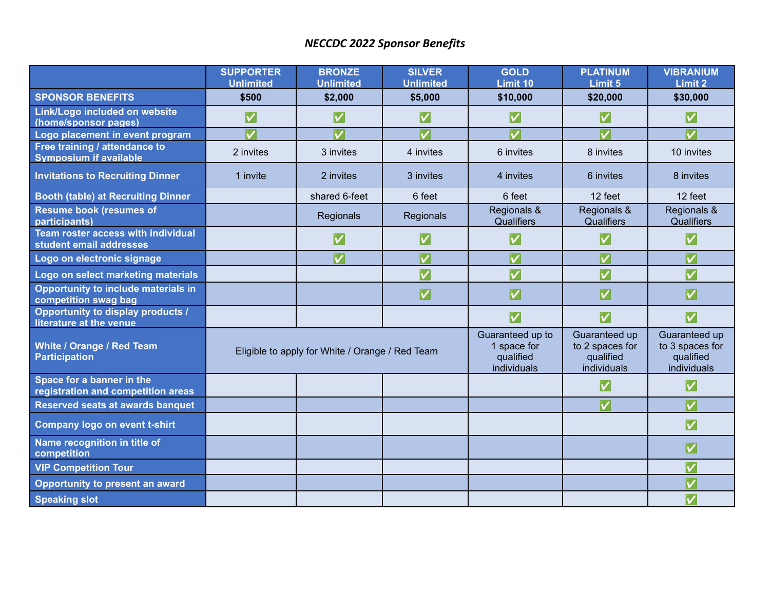*NECCDC 2022 Sponsor Benefits*

| | SUPPORTER Unlimited | BRONZE Unlimited | SILVER Unlimited | GOLD Limit 10 | PLATINUM Limit 5 | VIBRANIUM Limit 2 |
|---|---|---|---|---|---|---|
| SPONSOR BENEFITS | $500 | $2,000 | $5,000 | $10,000 | $20,000 | $30,000 |
| Link/Logo included on website (home/sponsor pages) | ✅ | ✅ | ✅ | ✅ | ✅ | ✅ |
| Logo placement in event program | ✅ | ✅ | ✅ | ✅ | ✅ | ✅ |
| Free training / attendance to Symposium if available | 2 invites | 3 invites | 4 invites | 6 invites | 8 invites | 10 invites |
| Invitations to Recruiting Dinner | 1 invite | 2 invites | 3 invites | 4 invites | 6 invites | 8 invites |
| Booth (table) at Recruiting Dinner | | shared 6-feet | 6 feet | 6 feet | 12 feet | 12 feet |
| Resume book (resumes of participants) | | Regionals | Regionals | Regionals & Qualifiers | Regionals & Qualifiers | Regionals & Qualifiers |
| Team roster access with individual student email addresses | | ✅ | ✅ | ✅ | ✅ | ✅ |
| Logo on electronic signage | | ✅ | ✅ | ✅ | ✅ | ✅ |
| Logo on select marketing materials | | | ✅ | ✅ | ✅ | ✅ |
| Opportunity to include materials in competition swag bag | | | ✅ | ✅ | ✅ | ✅ |
| Opportunity to display products / literature at the venue | | | | ✅ | ✅ | ✅ |
| White / Orange / Red Team Participation | Eligible to apply for White / Orange / Red Team | | | Guaranteed up to 1 space for qualified individuals | Guaranteed up to 2 spaces for qualified individuals | Guaranteed up to 3 spaces for qualified individuals |
| Space for a banner in the registration and competition areas | | | | | ✅ | ✅ |
| Reserved seats at awards banquet | | | | | ✅ | ✅ |
| Company logo on event t-shirt | | | | | | ✅ |
| Name recognition in title of competition | | | | | | ✅ |
| VIP Competition Tour | | | | | | ✅ |
| Opportunity to present an award | | | | | | ✅ |
| Speaking slot | | | | | | ✅ |